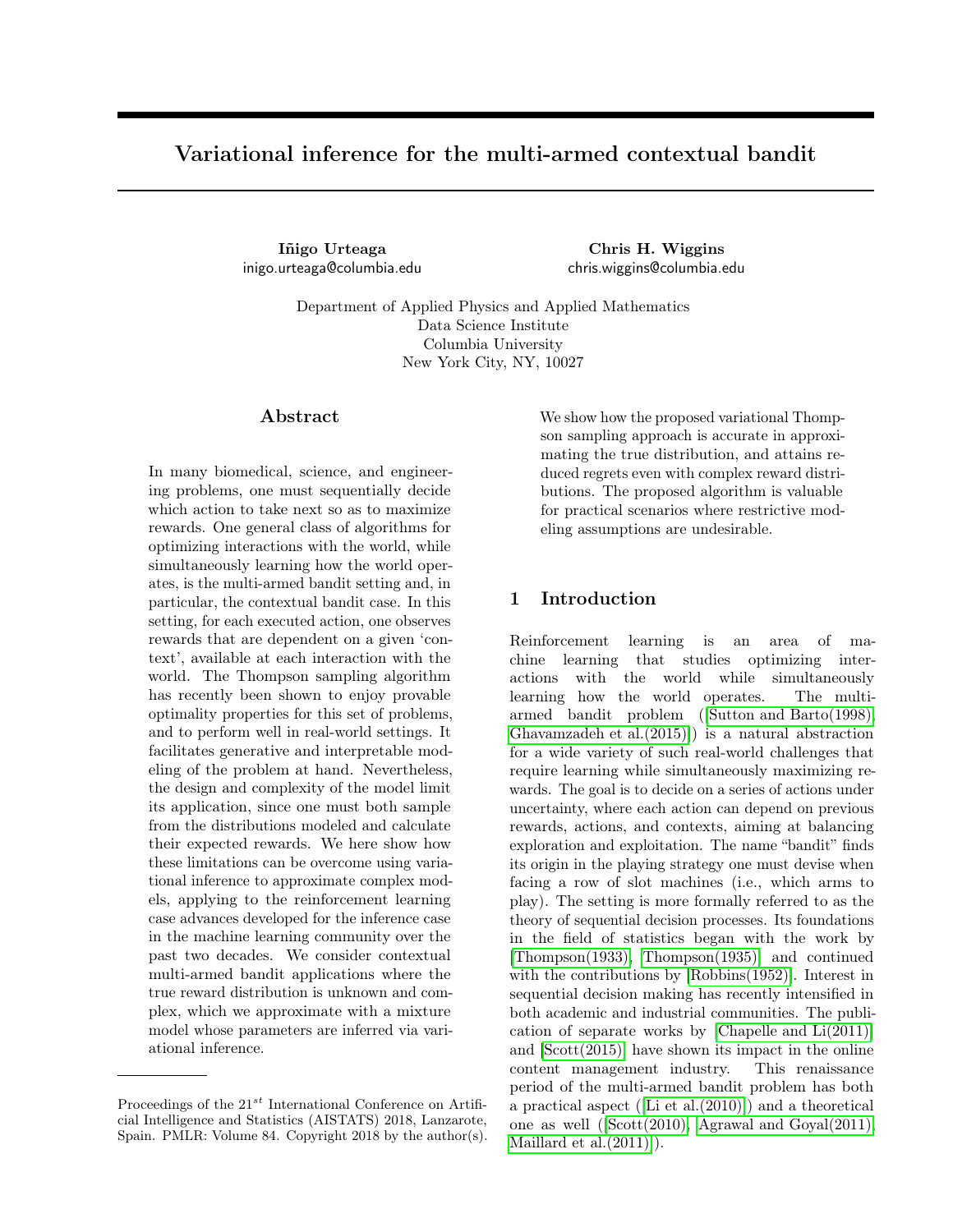# Variational inference for the multi-armed contextual bandit

**Iñigo Urteaga**
inigo.urteaga@columbia.edu

**Chris H. Wiggins**
chris.wiggins@columbia.edu

Department of Applied Physics and Applied Mathematics
Data Science Institute
Columbia University
New York City, NY, 10027

## Abstract

In many biomedical, science, and engineering problems, one must sequentially decide which action to take next so as to maximize rewards. One general class of algorithms for optimizing interactions with the world, while simultaneously learning how the world operates, is the multi-armed bandit setting and, in particular, the contextual bandit case. In this setting, for each executed action, one observes rewards that are dependent on a given 'context', available at each interaction with the world. The Thompson sampling algorithm has recently been shown to enjoy provable optimality properties for this set of problems, and to perform well in real-world settings. It facilitates generative and interpretable modeling of the problem at hand. Nevertheless, the design and complexity of the model limit its application, since one must both sample from the distributions modeled and calculate their expected rewards. We here show how these limitations can be overcome using variational inference to approximate complex models, applying to the reinforcement learning case advances developed for the inference case in the machine learning community over the past two decades. We consider contextual multi-armed bandit applications where the true reward distribution is unknown and complex, which we approximate with a mixture model whose parameters are inferred via variational inference. We show how the proposed variational Thompson sampling approach is accurate in approximating the true distribution, and attains reduced regrets even with complex reward distributions. The proposed algorithm is valuable for practical scenarios where restrictive modeling assumptions are undesirable.

## 1 Introduction

Reinforcement learning is an area of machine learning that studies optimizing interactions with the world while simultaneously learning how the world operates. The multi-armed bandit problem ([Sutton and Barto(1998), Ghavamzadeh et al.(2015)]) is a natural abstraction for a wide variety of such real-world challenges that require learning while simultaneously maximizing rewards. The goal is to decide on a series of actions under uncertainty, where each action can depend on previous rewards, actions, and contexts, aiming at balancing exploration and exploitation. The name "bandit" finds its origin in the playing strategy one must devise when facing a row of slot machines (i.e., which arms to play). The setting is more formally referred to as the theory of sequential decision processes. Its foundations in the field of statistics began with the work by [Thompson(1933), Thompson(1935)] and continued with the contributions by [Robbins(1952)]. Interest in sequential decision making has recently intensified in both academic and industrial communities. The publication of separate works by [Chapelle and Li(2011)] and [Scott(2015)] have shown its impact in the online content management industry. This renaissance period of the multi-armed bandit problem has both a practical aspect ([Li et al.(2010)]) and a theoretical one as well ([Scott(2010), Agrawal and Goyal(2011), Maillard et al.(2011)]).

Proceedings of the $21^{st}$ International Conference on Artificial Intelligence and Statistics (AISTATS) 2018, Lanzarote, Spain. PMLR: Volume 84. Copyright 2018 by the author(s).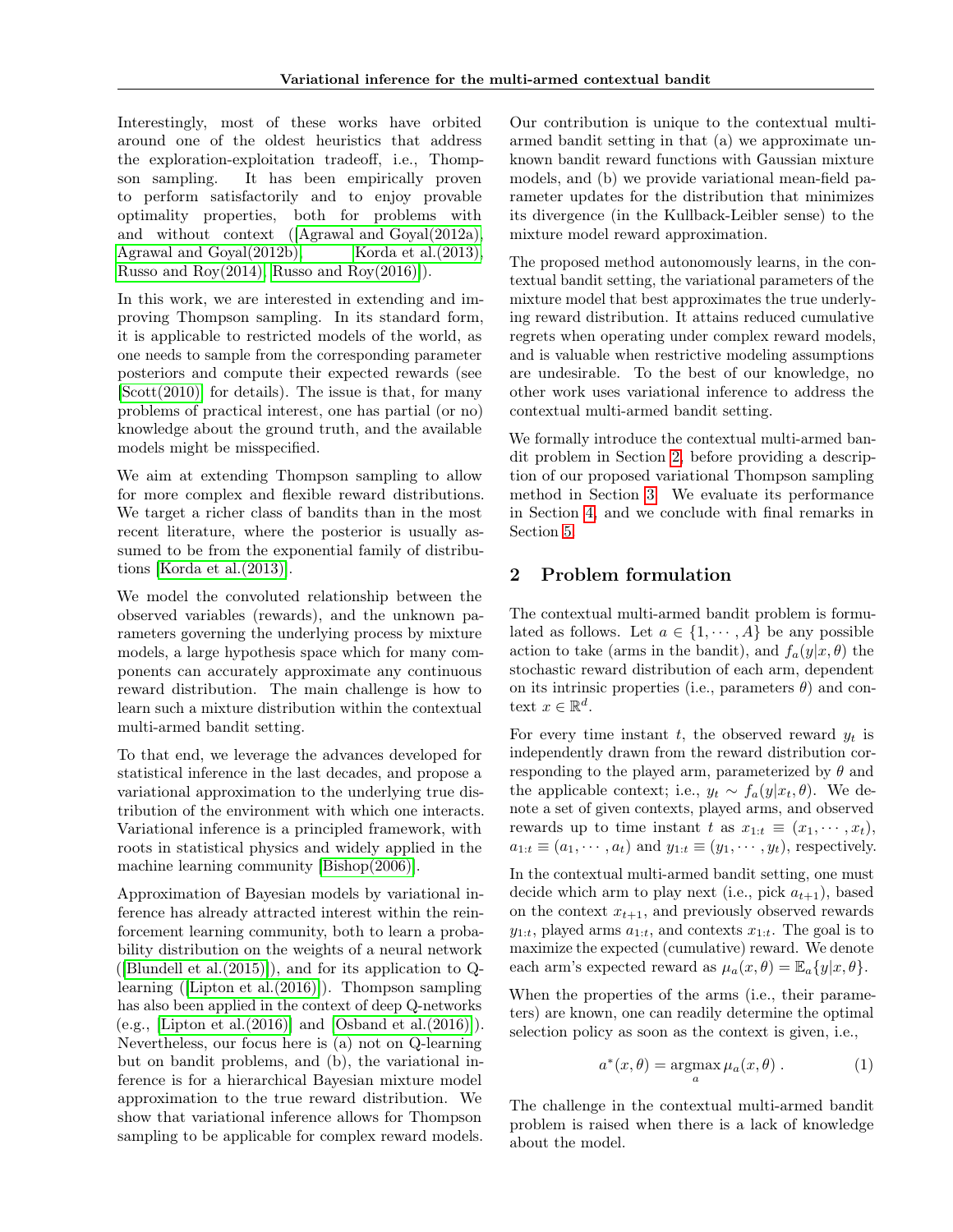Interestingly, most of these works have orbited around one of the oldest heuristics that address the exploration-exploitation tradeoff, i.e., Thompson sampling. It has been empirically proven to perform satisfactorily and to enjoy provable optimality properties, both for problems with and without context ([Agrawal and Goyal(2012a), Agrawal and Goyal(2012b), Korda et al.(2013), Russo and Roy(2014), Russo and Roy(2016)]).

In this work, we are interested in extending and improving Thompson sampling. In its standard form, it is applicable to restricted models of the world, as one needs to sample from the corresponding parameter posteriors and compute their expected rewards (see [Scott(2010)] for details). The issue is that, for many problems of practical interest, one has partial (or no) knowledge about the ground truth, and the available models might be misspecified.

We aim at extending Thompson sampling to allow for more complex and flexible reward distributions. We target a richer class of bandits than in the most recent literature, where the posterior is usually assumed to be from the exponential family of distributions [Korda et al.(2013)].

We model the convoluted relationship between the observed variables (rewards), and the unknown parameters governing the underlying process by mixture models, a large hypothesis space which for many components can accurately approximate any continuous reward distribution. The main challenge is how to learn such a mixture distribution within the contextual multi-armed bandit setting.

To that end, we leverage the advances developed for statistical inference in the last decades, and propose a variational approximation to the underlying true distribution of the environment with which one interacts. Variational inference is a principled framework, with roots in statistical physics and widely applied in the machine learning community [Bishop(2006)].

Approximation of Bayesian models by variational inference has already attracted interest within the reinforcement learning community, both to learn a probability distribution on the weights of a neural network ([Blundell et al.(2015)]), and for its application to Q-learning ([Lipton et al.(2016)]). Thompson sampling has also been applied in the context of deep Q-networks (e.g., [Lipton et al.(2016)] and [Osband et al.(2016)]). Nevertheless, our focus here is (a) not on Q-learning but on bandit problems, and (b), the variational inference is for a hierarchical Bayesian mixture model approximation to the true reward distribution. We show that variational inference allows for Thompson sampling to be applicable for complex reward models.

Our contribution is unique to the contextual multi-armed bandit setting in that (a) we approximate unknown bandit reward functions with Gaussian mixture models, and (b) we provide variational mean-field parameter updates for the distribution that minimizes its divergence (in the Kullback-Leibler sense) to the mixture model reward approximation.

The proposed method autonomously learns, in the contextual bandit setting, the variational parameters of the mixture model that best approximates the true underlying reward distribution. It attains reduced cumulative regrets when operating under complex reward models, and is valuable when restrictive modeling assumptions are undesirable. To the best of our knowledge, no other work uses variational inference to address the contextual multi-armed bandit setting.

We formally introduce the contextual multi-armed bandit problem in Section 2, before providing a description of our proposed variational Thompson sampling method in Section 3. We evaluate its performance in Section 4, and we conclude with final remarks in Section 5.

## 2 Problem formulation

The contextual multi-armed bandit problem is formulated as follows. Let $a \in \{1, \cdots, A\}$ be any possible action to take (arms in the bandit), and $f_a(y|x,\theta)$ the stochastic reward distribution of each arm, dependent on its intrinsic properties (i.e., parameters $\theta$) and context $x \in \mathbb{R}^d$.

For every time instant $t$, the observed reward $y_t$ is independently drawn from the reward distribution corresponding to the played arm, parameterized by $\theta$ and the applicable context; i.e., $y_t \sim f_a(y|x_t,\theta)$. We denote a set of given contexts, played arms, and observed rewards up to time instant $t$ as $x_{1:t} \equiv (x_1, \cdots, x_t)$, $a_{1:t} \equiv (a_1, \cdots, a_t)$ and $y_{1:t} \equiv (y_1, \cdots, y_t)$, respectively.

In the contextual multi-armed bandit setting, one must decide which arm to play next (i.e., pick $a_{t+1}$), based on the context $x_{t+1}$, and previously observed rewards $y_{1:t}$, played arms $a_{1:t}$, and contexts $x_{1:t}$. The goal is to maximize the expected (cumulative) reward. We denote each arm's expected reward as $\mu_a(x,\theta) = \mathbb{E}_a\{y|x,\theta\}$.

When the properties of the arms (i.e., their parameters) are known, one can readily determine the optimal selection policy as soon as the context is given, i.e.,

$$a^*(x,\theta) = \underset{a}{\operatorname{argmax}}\, \mu_a(x,\theta) \; . \tag{1}$$

The challenge in the contextual multi-armed bandit problem is raised when there is a lack of knowledge about the model.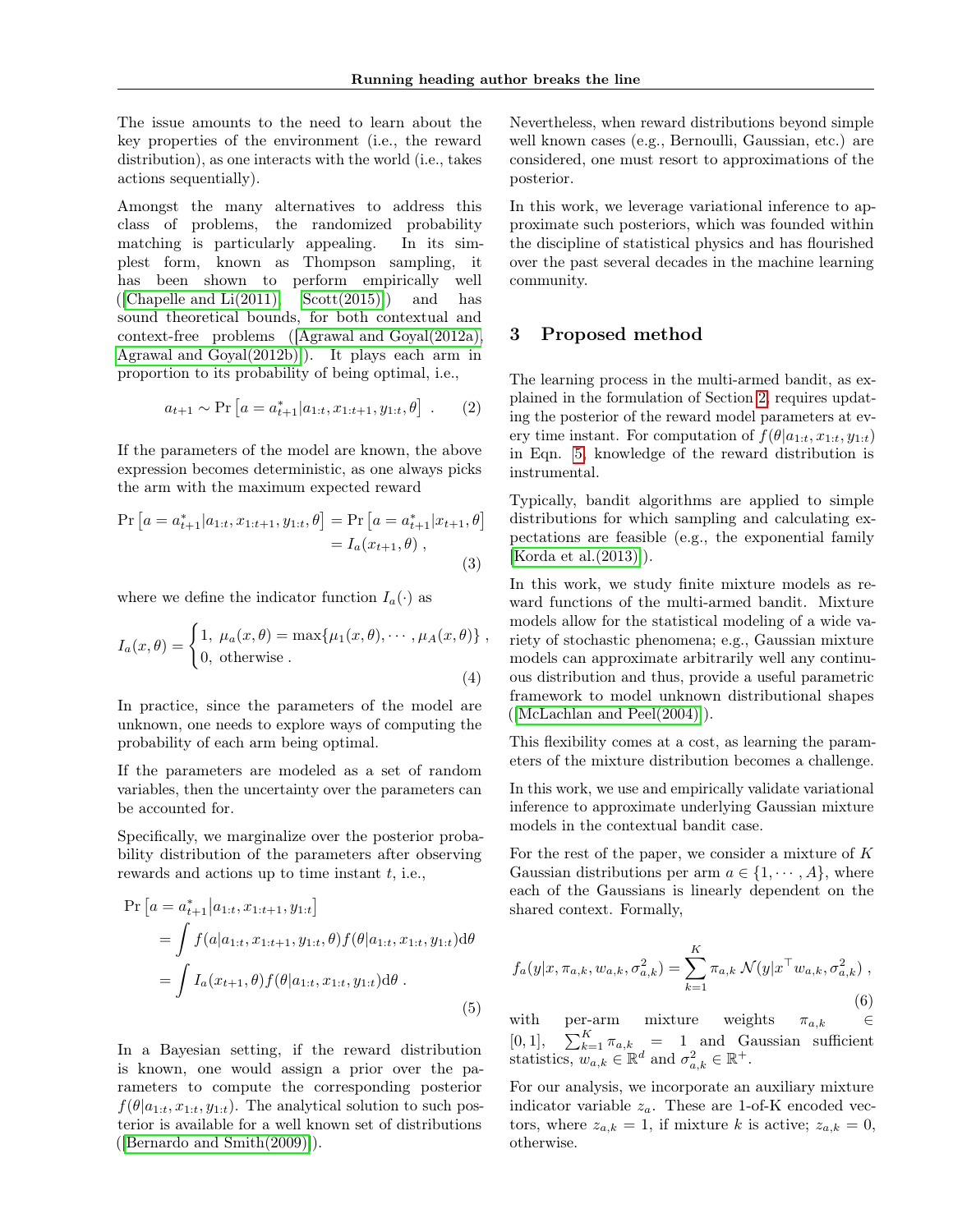The issue amounts to the need to learn about the key properties of the environment (i.e., the reward distribution), as one interacts with the world (i.e., takes actions sequentially).

Amongst the many alternatives to address this class of problems, the randomized probability matching is particularly appealing. In its simplest form, known as Thompson sampling, it has been shown to perform empirically well ([Chapelle and Li(2011), Scott(2015)]) and has sound theoretical bounds, for both contextual and context-free problems ([Agrawal and Goyal(2012a), Agrawal and Goyal(2012b)]). It plays each arm in proportion to its probability of being optimal, i.e.,

$$a_{t+1} \sim \Pr\left[a = a_{t+1}^* | a_{1:t}, x_{1:t+1}, y_{1:t}, \theta\right] \ . \tag{2}$$

If the parameters of the model are known, the above expression becomes deterministic, as one always picks the arm with the maximum expected reward

$$\begin{aligned} \Pr\left[a = a_{t+1}^* | a_{1:t}, x_{1:t+1}, y_{1:t}, \theta\right] &= \Pr\left[a = a_{t+1}^* | x_{t+1}, \theta\right] \\ &= I_a(x_{t+1}, \theta) \ , \end{aligned} \tag{3}$$

where we define the indicator function $I_a(\cdot)$ as

$$I_a(x, \theta) = \begin{cases} 1, \ \mu_a(x, \theta) = \max\{\mu_1(x, \theta), \cdots, \mu_A(x, \theta)\} \ , \\ 0, \ \text{otherwise} \ . \end{cases} \tag{4}$$

In practice, since the parameters of the model are unknown, one needs to explore ways of computing the probability of each arm being optimal.

If the parameters are modeled as a set of random variables, then the uncertainty over the parameters can be accounted for.

Specifically, we marginalize over the posterior probability distribution of the parameters after observing rewards and actions up to time instant $t$, i.e.,

$$\begin{aligned} &\Pr\left[a = a_{t+1}^* | a_{1:t}, x_{1:t+1}, y_{1:t}\right] \\ &= \int f(a | a_{1:t}, x_{1:t+1}, y_{1:t}, \theta) f(\theta | a_{1:t}, x_{1:t}, y_{1:t}) \mathrm{d}\theta \\ &= \int I_a(x_{t+1}, \theta) f(\theta | a_{1:t}, x_{1:t}, y_{1:t}) \mathrm{d}\theta \ . \end{aligned} \tag{5}$$

In a Bayesian setting, if the reward distribution is known, one would assign a prior over the parameters to compute the corresponding posterior $f(\theta | a_{1:t}, x_{1:t}, y_{1:t})$. The analytical solution to such posterior is available for a well known set of distributions ([Bernardo and Smith(2009)]).

Nevertheless, when reward distributions beyond simple well known cases (e.g., Bernoulli, Gaussian, etc.) are considered, one must resort to approximations of the posterior.

In this work, we leverage variational inference to approximate such posteriors, which was founded within the discipline of statistical physics and has flourished over the past several decades in the machine learning community.

## 3 Proposed method

The learning process in the multi-armed bandit, as explained in the formulation of Section 2, requires updating the posterior of the reward model parameters at every time instant. For computation of $f(\theta | a_{1:t}, x_{1:t}, y_{1:t})$ in Eqn. 5, knowledge of the reward distribution is instrumental.

Typically, bandit algorithms are applied to simple distributions for which sampling and calculating expectations are feasible (e.g., the exponential family [Korda et al.(2013)]).

In this work, we study finite mixture models as reward functions of the multi-armed bandit. Mixture models allow for the statistical modeling of a wide variety of stochastic phenomena; e.g., Gaussian mixture models can approximate arbitrarily well any continuous distribution and thus, provide a useful parametric framework to model unknown distributional shapes ([McLachlan and Peel(2004)]).

This flexibility comes at a cost, as learning the parameters of the mixture distribution becomes a challenge.

In this work, we use and empirically validate variational inference to approximate underlying Gaussian mixture models in the contextual bandit case.

For the rest of the paper, we consider a mixture of $K$ Gaussian distributions per arm $a \in \{1, \cdots, A\}$, where each of the Gaussians is linearly dependent on the shared context. Formally,

$$f_a(y | x, \pi_{a,k}, w_{a,k}, \sigma_{a,k}^2) = \sum_{k=1}^{K} \pi_{a,k} \, \mathcal{N}(y | x^\top w_{a,k}, \sigma_{a,k}^2) \ , \tag{6}$$

with per-arm mixture weights $\pi_{a,k} \in [0,1]$, $\sum_{k=1}^{K} \pi_{a,k} = 1$ and Gaussian sufficient statistics, $w_{a,k} \in \mathbb{R}^d$ and $\sigma_{a,k}^2 \in \mathbb{R}^+$.

For our analysis, we incorporate an auxiliary mixture indicator variable $z_a$. These are 1-of-K encoded vectors, where $z_{a,k} = 1$, if mixture $k$ is active; $z_{a,k} = 0$, otherwise.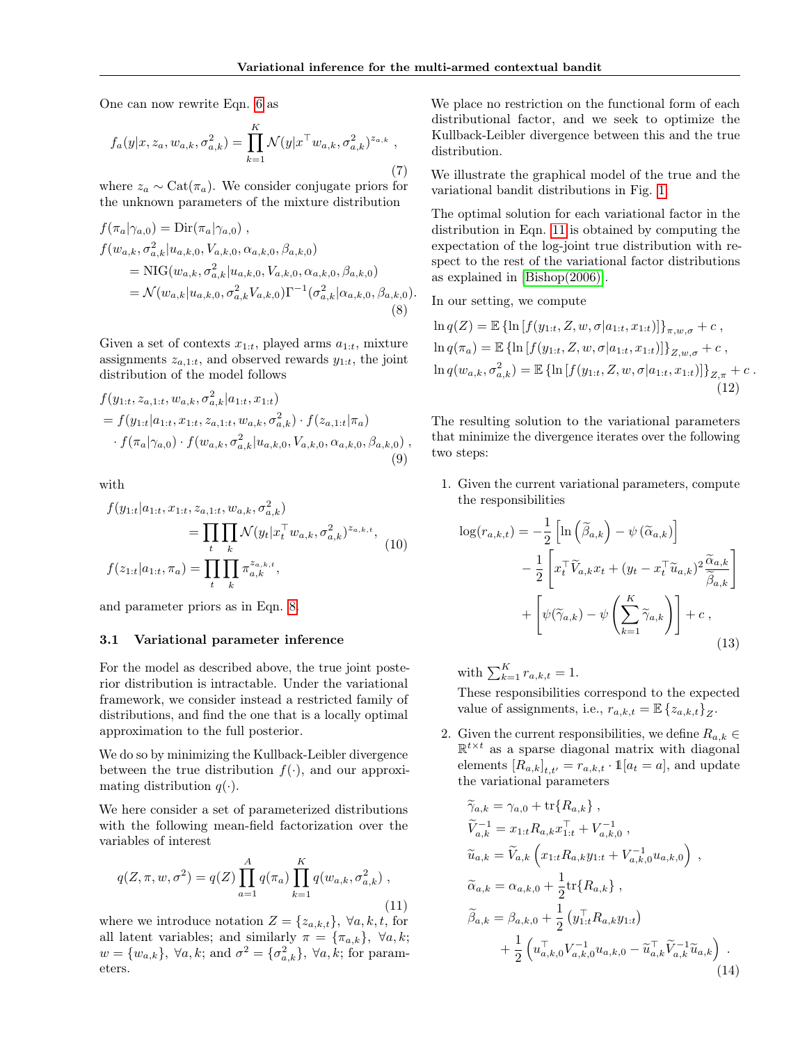One can now rewrite Eqn. 6 as

$$f_a(y|x, z_a, w_{a,k}, \sigma_{a,k}^2) = \prod_{k=1}^{K} \mathcal{N}(y|x^\top w_{a,k}, \sigma_{a,k}^2)^{z_{a,k}} \; , \tag{7}$$

where $z_a \sim \mathrm{Cat}(\pi_a)$. We consider conjugate priors for the unknown parameters of the mixture distribution

$$\begin{aligned}
&f(\pi_a|\gamma_{a,0}) = \mathrm{Dir}(\pi_a|\gamma_{a,0}) \; , \\
&f(w_{a,k}, \sigma_{a,k}^2|u_{a,k,0}, V_{a,k,0}, \alpha_{a,k,0}, \beta_{a,k,0}) \\
&\quad = \mathrm{NIG}(w_{a,k}, \sigma_{a,k}^2|u_{a,k,0}, V_{a,k,0}, \alpha_{a,k,0}, \beta_{a,k,0}) \\
&\quad = \mathcal{N}(w_{a,k}|u_{a,k,0}, \sigma_{a,k}^2 V_{a,k,0}) \Gamma^{-1}(\sigma_{a,k}^2|\alpha_{a,k,0}, \beta_{a,k,0}) .
\end{aligned} \tag{8}$$

Given a set of contexts $x_{1:t}$, played arms $a_{1:t}$, mixture assignments $z_{a,1:t}$, and observed rewards $y_{1:t}$, the joint distribution of the model follows

$$\begin{aligned}
&f(y_{1:t}, z_{a,1:t}, w_{a,k}, \sigma_{a,k}^2|a_{1:t}, x_{1:t}) \\
&= f(y_{1:t}|a_{1:t}, x_{1:t}, z_{a,1:t}, w_{a,k}, \sigma_{a,k}^2) \cdot f(z_{a,1:t}|\pi_a) \\
&\quad \cdot f(\pi_a|\gamma_{a,0}) \cdot f(w_{a,k}, \sigma_{a,k}^2|u_{a,k,0}, V_{a,k,0}, \alpha_{a,k,0}, \beta_{a,k,0}) \; ,
\end{aligned} \tag{9}$$

with

$$\begin{aligned}
f(y_{1:t}|a_{1:t}, x_{1:t}, z_{a,1:t}, w_{a,k}, \sigma_{a,k}^2) &= \prod_t \prod_k \mathcal{N}(y_t|x_t^\top w_{a,k}, \sigma_{a,k}^2)^{z_{a,k,t}}, \\
f(z_{1:t}|a_{1:t}, \pi_a) &= \prod_t \prod_k \pi_{a,k}^{z_{a,k,t}},
\end{aligned} \tag{10}$$

and parameter priors as in Eqn. 8.

### 3.1 Variational parameter inference

For the model as described above, the true joint posterior distribution is intractable. Under the variational framework, we consider instead a restricted family of distributions, and find the one that is a locally optimal approximation to the full posterior.

We do so by minimizing the Kullback-Leibler divergence between the true distribution $f(\cdot)$, and our approximating distribution $q(\cdot)$.

We here consider a set of parameterized distributions with the following mean-field factorization over the variables of interest

$$q(Z, \pi, w, \sigma^2) = q(Z) \prod_{a=1}^{A} q(\pi_a) \prod_{k=1}^{K} q(w_{a,k}, \sigma_{a,k}^2) \; , \tag{11}$$

where we introduce notation $Z = \{z_{a,k,t}\}$, $\forall a, k, t$, for all latent variables; and similarly $\pi = \{\pi_{a,k}\}$, $\forall a, k$; $w = \{w_{a,k}\}$, $\forall a, k$; and $\sigma^2 = \{\sigma_{a,k}^2\}$, $\forall a, k$; for parameters.

We place no restriction on the functional form of each distributional factor, and we seek to optimize the Kullback-Leibler divergence between this and the true distribution.

We illustrate the graphical model of the true and the variational bandit distributions in Fig. 1.

The optimal solution for each variational factor in the distribution in Eqn. 11 is obtained by computing the expectation of the log-joint true distribution with respect to the rest of the variational factor distributions as explained in [Bishop(2006)].

In our setting, we compute

$$\begin{aligned}
\ln q(Z) &= \mathbb{E}\left\{\ln\left[f(y_{1:t}, Z, w, \sigma|a_{1:t}, x_{1:t})\right]\right\}_{\pi, w, \sigma} + c \; , \\
\ln q(\pi_a) &= \mathbb{E}\left\{\ln\left[f(y_{1:t}, Z, w, \sigma|a_{1:t}, x_{1:t})\right]\right\}_{Z, w, \sigma} + c \; , \\
\ln q(w_{a,k}, \sigma_{a,k}^2) &= \mathbb{E}\left\{\ln\left[f(y_{1:t}, Z, w, \sigma|a_{1:t}, x_{1:t})\right]\right\}_{Z, \pi} + c \; .
\end{aligned} \tag{12}$$

The resulting solution to the variational parameters that minimize the divergence iterates over the following two steps:

1. Given the current variational parameters, compute the responsibilities

$$\begin{aligned}
\log(r_{a,k,t}) = &-\frac{1}{2}\left[\ln\left(\widetilde{\beta}_{a,k}\right) - \psi\left(\widetilde{\alpha}_{a,k}\right)\right] \\
&- \frac{1}{2}\left[x_t^\top \widetilde{V}_{a,k} x_t + (y_t - x_t^\top \widetilde{u}_{a,k})^2 \frac{\widetilde{\alpha}_{a,k}}{\widetilde{\beta}_{a,k}}\right] \\
&+ \left[\psi(\widetilde{\gamma}_{a,k}) - \psi\left(\sum_{k=1}^{K} \widetilde{\gamma}_{a,k}\right)\right] + c \; ,
\end{aligned} \tag{13}$$

   with $\sum_{k=1}^{K} r_{a,k,t} = 1$.

   These responsibilities correspond to the expected value of assignments, i.e., $r_{a,k,t} = \mathbb{E}\{z_{a,k,t}\}_Z$.

2. Given the current responsibilities, we define $R_{a,k} \in \mathbb{R}^{t \times t}$ as a sparse diagonal matrix with diagonal elements $[R_{a,k}]_{t,t'} = r_{a,k,t} \cdot \mathbb{1}[a_t = a]$, and update the variational parameters

$$\begin{aligned}
\widetilde{\gamma}_{a,k} &= \gamma_{a,0} + \mathrm{tr}\{R_{a,k}\} \; , \\
\widetilde{V}_{a,k}^{-1} &= x_{1:t} R_{a,k} x_{1:t}^\top + V_{a,k,0}^{-1} \; , \\
\widetilde{u}_{a,k} &= \widetilde{V}_{a,k}\left(x_{1:t} R_{a,k} y_{1:t} + V_{a,k,0}^{-1} u_{a,k,0}\right) \; , \\
\widetilde{\alpha}_{a,k} &= \alpha_{a,k,0} + \frac{1}{2}\mathrm{tr}\{R_{a,k}\} \; , \\
\widetilde{\beta}_{a,k} &= \beta_{a,k,0} + \frac{1}{2}\left(y_{1:t}^\top R_{a,k} y_{1:t}\right) \\
&\quad + \frac{1}{2}\left(u_{a,k,0}^\top V_{a,k,0}^{-1} u_{a,k,0} - \widetilde{u}_{a,k}^\top \widetilde{V}_{a,k}^{-1} \widetilde{u}_{a,k}\right) \; .
\end{aligned} \tag{14}$$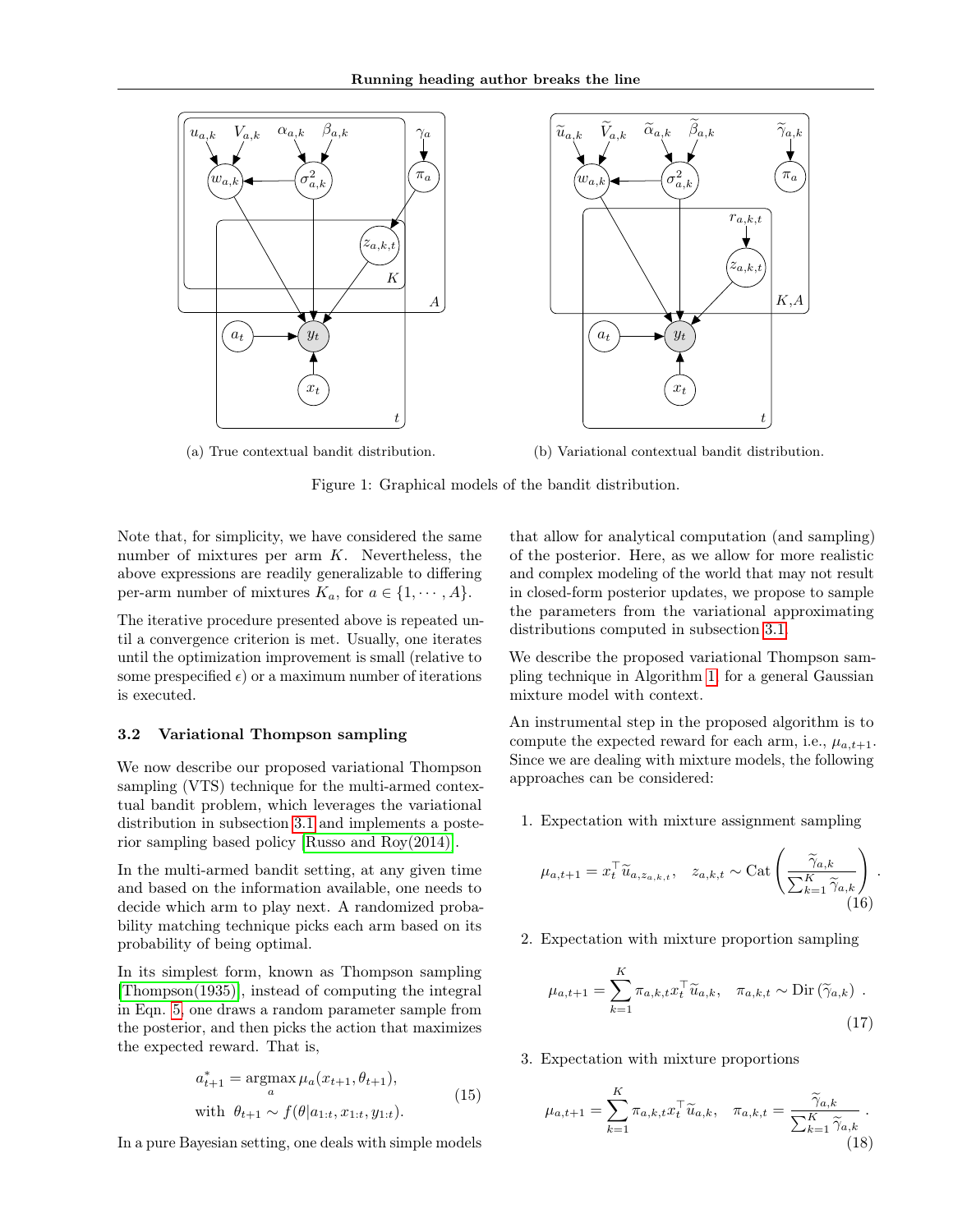(a) True contextual bandit distribution.

(b) Variational contextual bandit distribution.

Figure 1: Graphical models of the bandit distribution.

Note that, for simplicity, we have considered the same number of mixtures per arm $K$. Nevertheless, the above expressions are readily generalizable to differing per-arm number of mixtures $K_a$, for $a \in \{1, \cdots, A\}$.

The iterative procedure presented above is repeated until a convergence criterion is met. Usually, one iterates until the optimization improvement is small (relative to some prespecified $\epsilon$) or a maximum number of iterations is executed.

### 3.2 Variational Thompson sampling

We now describe our proposed variational Thompson sampling (VTS) technique for the multi-armed contextual bandit problem, which leverages the variational distribution in subsection 3.1 and implements a posterior sampling based policy [Russo and Roy(2014)].

In the multi-armed bandit setting, at any given time and based on the information available, one needs to decide which arm to play next. A randomized probability matching technique picks each arm based on its probability of being optimal.

In its simplest form, known as Thompson sampling [Thompson(1935)], instead of computing the integral in Eqn. 5, one draws a random parameter sample from the posterior, and then picks the action that maximizes the expected reward. That is,

$$
\begin{aligned}
a_{t+1}^* &= \underset{a}{\operatorname{argmax}}\, \mu_a(x_{t+1}, \theta_{t+1}), \\
\text{with } \; \theta_{t+1} &\sim f(\theta | a_{1:t}, x_{1:t}, y_{1:t}).
\end{aligned} \tag{15}
$$

In a pure Bayesian setting, one deals with simple models that allow for analytical computation (and sampling) of the posterior. Here, as we allow for more realistic and complex modeling of the world that may not result in closed-form posterior updates, we propose to sample the parameters from the variational approximating distributions computed in subsection 3.1.

We describe the proposed variational Thompson sampling technique in Algorithm 1, for a general Gaussian mixture model with context.

An instrumental step in the proposed algorithm is to compute the expected reward for each arm, i.e., $\mu_{a,t+1}$. Since we are dealing with mixture models, the following approaches can be considered:

1. Expectation with mixture assignment sampling

$$
\mu_{a,t+1} = x_t^\top \widetilde{u}_{a,z_{a,k,t}}, \quad z_{a,k,t} \sim \operatorname{Cat}\left(\frac{\widetilde{\gamma}_{a,k}}{\sum_{k=1}^K \widetilde{\gamma}_{a,k}}\right) . \tag{16}
$$

2. Expectation with mixture proportion sampling

$$
\mu_{a,t+1} = \sum_{k=1}^K \pi_{a,k,t} x_t^\top \widetilde{u}_{a,k}, \quad \pi_{a,k,t} \sim \operatorname{Dir}\left(\widetilde{\gamma}_{a,k}\right) . \tag{17}
$$

3. Expectation with mixture proportions

$$
\mu_{a,t+1} = \sum_{k=1}^K \pi_{a,k,t} x_t^\top \widetilde{u}_{a,k}, \quad \pi_{a,k,t} = \frac{\widetilde{\gamma}_{a,k}}{\sum_{k=1}^K \widetilde{\gamma}_{a,k}} . \tag{18}
$$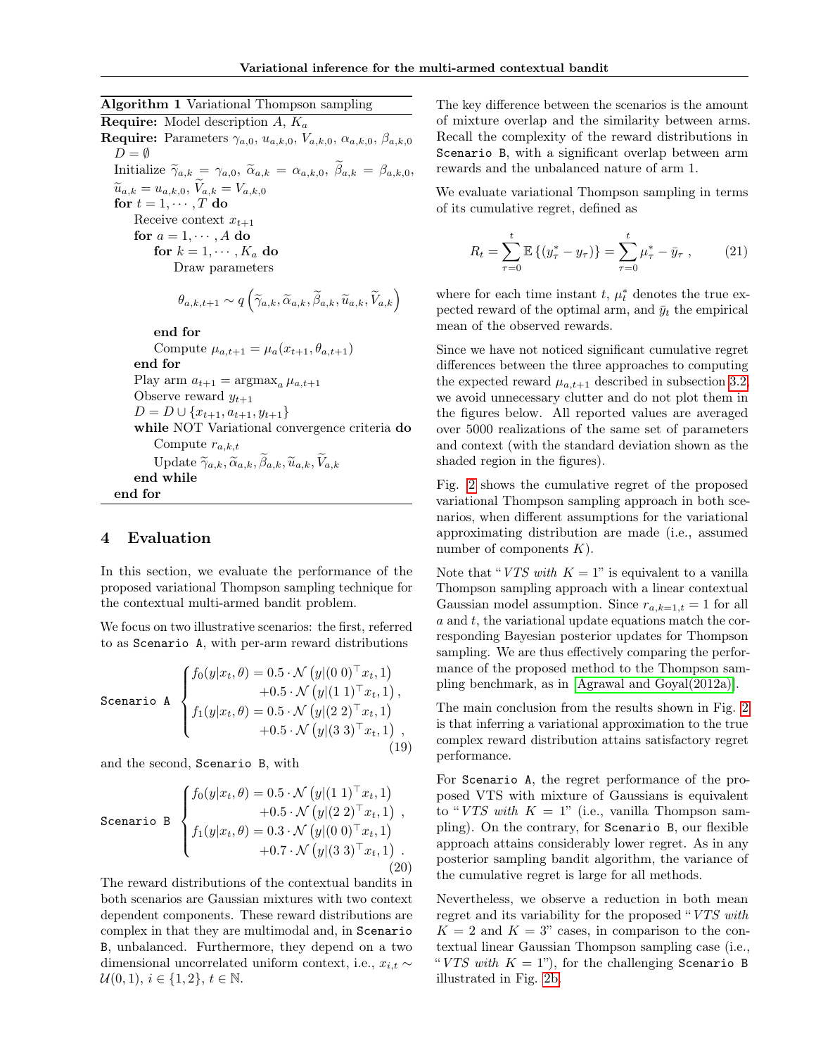**Algorithm 1** Variational Thompson sampling

**Require:** Model description $A$, $K_a$

**Require:** Parameters $\gamma_{a,0}$, $u_{a,k,0}$, $V_{a,k,0}$, $\alpha_{a,k,0}$, $\beta_{a,k,0}$

$D = \emptyset$

Initialize $\widetilde{\gamma}_{a,k} = \gamma_{a,0}$, $\widetilde{\alpha}_{a,k} = \alpha_{a,k,0}$, $\widetilde{\beta}_{a,k} = \beta_{a,k,0}$, $\widetilde{u}_{a,k} = u_{a,k,0}$, $\widetilde{V}_{a,k} = V_{a,k,0}$

**for** $t = 1, \cdots, T$ **do**

  Receive context $x_{t+1}$

  **for** $a = 1, \cdots, A$ **do**

    **for** $k = 1, \cdots, K_a$ **do**

      Draw parameters

$$\theta_{a,k,t+1} \sim q\left(\widetilde{\gamma}_{a,k}, \widetilde{\alpha}_{a,k}, \widetilde{\beta}_{a,k}, \widetilde{u}_{a,k}, \widetilde{V}_{a,k}\right)$$

    **end for**

    Compute $\mu_{a,t+1} = \mu_a(x_{t+1}, \theta_{a,t+1})$

  **end for**

  Play arm $a_{t+1} = \mathrm{argmax}_a \, \mu_{a,t+1}$

  Observe reward $y_{t+1}$

  $D = D \cup \{x_{t+1}, a_{t+1}, y_{t+1}\}$

  **while** NOT Variational convergence criteria **do**

    Compute $r_{a,k,t}$

    Update $\widetilde{\gamma}_{a,k}, \widetilde{\alpha}_{a,k}, \widetilde{\beta}_{a,k}, \widetilde{u}_{a,k}, \widetilde{V}_{a,k}$

  **end while**

**end for**

## 4 Evaluation

In this section, we evaluate the performance of the proposed variational Thompson sampling technique for the contextual multi-armed bandit problem.

We focus on two illustrative scenarios: the first, referred to as `Scenario A`, with per-arm reward distributions

$$\texttt{Scenario A} \begin{cases} f_0(y|x_t,\theta) = 0.5 \cdot \mathcal{N}\left(y|(0\ 0)^\top x_t, 1\right) \\ \qquad\qquad\quad +0.5 \cdot \mathcal{N}\left(y|(1\ 1)^\top x_t, 1\right), \\ f_1(y|x_t,\theta) = 0.5 \cdot \mathcal{N}\left(y|(2\ 2)^\top x_t, 1\right) \\ \qquad\qquad\quad +0.5 \cdot \mathcal{N}\left(y|(3\ 3)^\top x_t, 1\right), \end{cases} \quad (19)$$

and the second, `Scenario B`, with

$$\texttt{Scenario B} \begin{cases} f_0(y|x_t,\theta) = 0.5 \cdot \mathcal{N}\left(y|(1\ 1)^\top x_t, 1\right) \\ \qquad\qquad\quad +0.5 \cdot \mathcal{N}\left(y|(2\ 2)^\top x_t, 1\right), \\ f_1(y|x_t,\theta) = 0.3 \cdot \mathcal{N}\left(y|(0\ 0)^\top x_t, 1\right) \\ \qquad\qquad\quad +0.7 \cdot \mathcal{N}\left(y|(3\ 3)^\top x_t, 1\right). \end{cases} \quad (20)$$

The reward distributions of the contextual bandits in both scenarios are Gaussian mixtures with two context dependent components. These reward distributions are complex in that they are multimodal and, in `Scenario B`, unbalanced. Furthermore, they depend on a two dimensional uncorrelated uniform context, i.e., $x_{i,t} \sim \mathcal{U}(0,1)$, $i \in \{1,2\}$, $t \in \mathbb{N}$.

The key difference between the scenarios is the amount of mixture overlap and the similarity between arms. Recall the complexity of the reward distributions in `Scenario B`, with a significant overlap between arm rewards and the unbalanced nature of arm 1.

We evaluate variational Thompson sampling in terms of its cumulative regret, defined as

$$R_t = \sum_{\tau=0}^{t} \mathbb{E}\left\{(y_\tau^* - y_\tau)\right\} = \sum_{\tau=0}^{t} \mu_\tau^* - \bar{y}_\tau , \quad (21)$$

where for each time instant $t$, $\mu_t^*$ denotes the true expected reward of the optimal arm, and $\bar{y}_t$ the empirical mean of the observed rewards.

Since we have not noticed significant cumulative regret differences between the three approaches to computing the expected reward $\mu_{a,t+1}$ described in subsection 3.2, we avoid unnecessary clutter and do not plot them in the figures below. All reported values are averaged over 5000 realizations of the same set of parameters and context (with the standard deviation shown as the shaded region in the figures).

Fig. 2 shows the cumulative regret of the proposed variational Thompson sampling approach in both scenarios, when different assumptions for the variational approximating distribution are made (i.e., assumed number of components $K$).

Note that "*VTS with* $K = 1$" is equivalent to a vanilla Thompson sampling approach with a linear contextual Gaussian model assumption. Since $r_{a,k=1,t} = 1$ for all $a$ and $t$, the variational update equations match the corresponding Bayesian posterior updates for Thompson sampling. We are thus effectively comparing the performance of the proposed method to the Thompson sampling benchmark, as in [Agrawal and Goyal(2012a)].

The main conclusion from the results shown in Fig. 2 is that inferring a variational approximation to the true complex reward distribution attains satisfactory regret performance.

For `Scenario A`, the regret performance of the proposed VTS with mixture of Gaussians is equivalent to "*VTS with* $K = 1$" (i.e., vanilla Thompson sampling). On the contrary, for `Scenario B`, our flexible approach attains considerably lower regret. As in any posterior sampling bandit algorithm, the variance of the cumulative regret is large for all methods.

Nevertheless, we observe a reduction in both mean regret and its variability for the proposed "*VTS with* $K = 2$ and $K = 3$" cases, in comparison to the contextual linear Gaussian Thompson sampling case (i.e., "*VTS with* $K = 1$"), for the challenging `Scenario B` illustrated in Fig. 2b.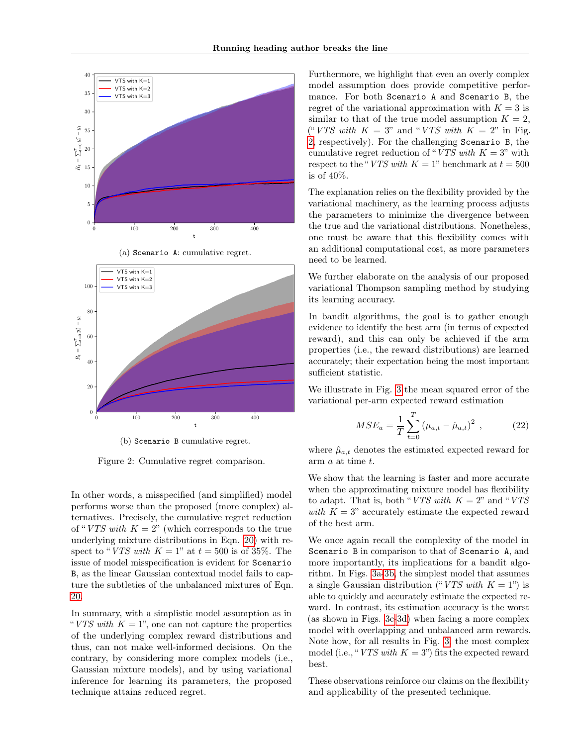(a) `Scenario A`: cumulative regret.

(b) `Scenario B` cumulative regret.

Figure 2: Cumulative regret comparison.

In other words, a misspecified (and simplified) model performs worse than the proposed (more complex) alternatives. Precisely, the cumulative regret reduction of "*VTS with* $K = 2$" (which corresponds to the true underlying mixture distributions in Eqn. 20) with respect to "*VTS with* $K = 1$" at $t = 500$ is of 35%. The issue of model misspecification is evident for `Scenario B`, as the linear Gaussian contextual model fails to capture the subtleties of the unbalanced mixtures of Eqn. 20.

In summary, with a simplistic model assumption as in "*VTS with* $K = 1$", one can not capture the properties of the underlying complex reward distributions and thus, can not make well-informed decisions. On the contrary, by considering more complex models (i.e., Gaussian mixture models), and by using variational inference for learning its parameters, the proposed technique attains reduced regret.

Furthermore, we highlight that even an overly complex model assumption does provide competitive performance. For both `Scenario A` and `Scenario B`, the regret of the variational approximation with $K = 3$ is similar to that of the true model assumption $K = 2$, ("*VTS with* $K = 3$" and "*VTS with* $K = 2$" in Fig. 2, respectively). For the challenging `Scenario B`, the cumulative regret reduction of "*VTS with* $K = 3$" with respect to the "*VTS with* $K = 1$" benchmark at $t = 500$ is of 40%.

The explanation relies on the flexibility provided by the variational machinery, as the learning process adjusts the parameters to minimize the divergence between the true and the variational distributions. Nonetheless, one must be aware that this flexibility comes with an additional computational cost, as more parameters need to be learned.

We further elaborate on the analysis of our proposed variational Thompson sampling method by studying its learning accuracy.

In bandit algorithms, the goal is to gather enough evidence to identify the best arm (in terms of expected reward), and this can only be achieved if the arm properties (i.e., the reward distributions) are learned accurately; their expectation being the most important sufficient statistic.

We illustrate in Fig. 3 the mean squared error of the variational per-arm expected reward estimation

$$MSE_a = \frac{1}{T} \sum_{t=0}^{T} \left(\mu_{a,t} - \hat{\mu}_{a,t}\right)^2 \ , \tag{22}$$

where $\hat{\mu}_{a,t}$ denotes the estimated expected reward for arm $a$ at time $t$.

We show that the learning is faster and more accurate when the approximating mixture model has flexibility to adapt. That is, both "*VTS with* $K = 2$" and "*VTS with* $K = 3$" accurately estimate the expected reward of the best arm.

We once again recall the complexity of the model in `Scenario B` in comparison to that of `Scenario A`, and more importantly, its implications for a bandit algorithm. In Figs. 3a-3b, the simplest model that assumes a single Gaussian distribution ("*VTS with* $K = 1$") is able to quickly and accurately estimate the expected reward. In contrast, its estimation accuracy is the worst (as shown in Figs. 3c-3d) when facing a more complex model with overlapping and unbalanced arm rewards. Note how, for all results in Fig. 3, the most complex model (i.e., "*VTS with* $K = 3$") fits the expected reward best.

These observations reinforce our claims on the flexibility and applicability of the presented technique.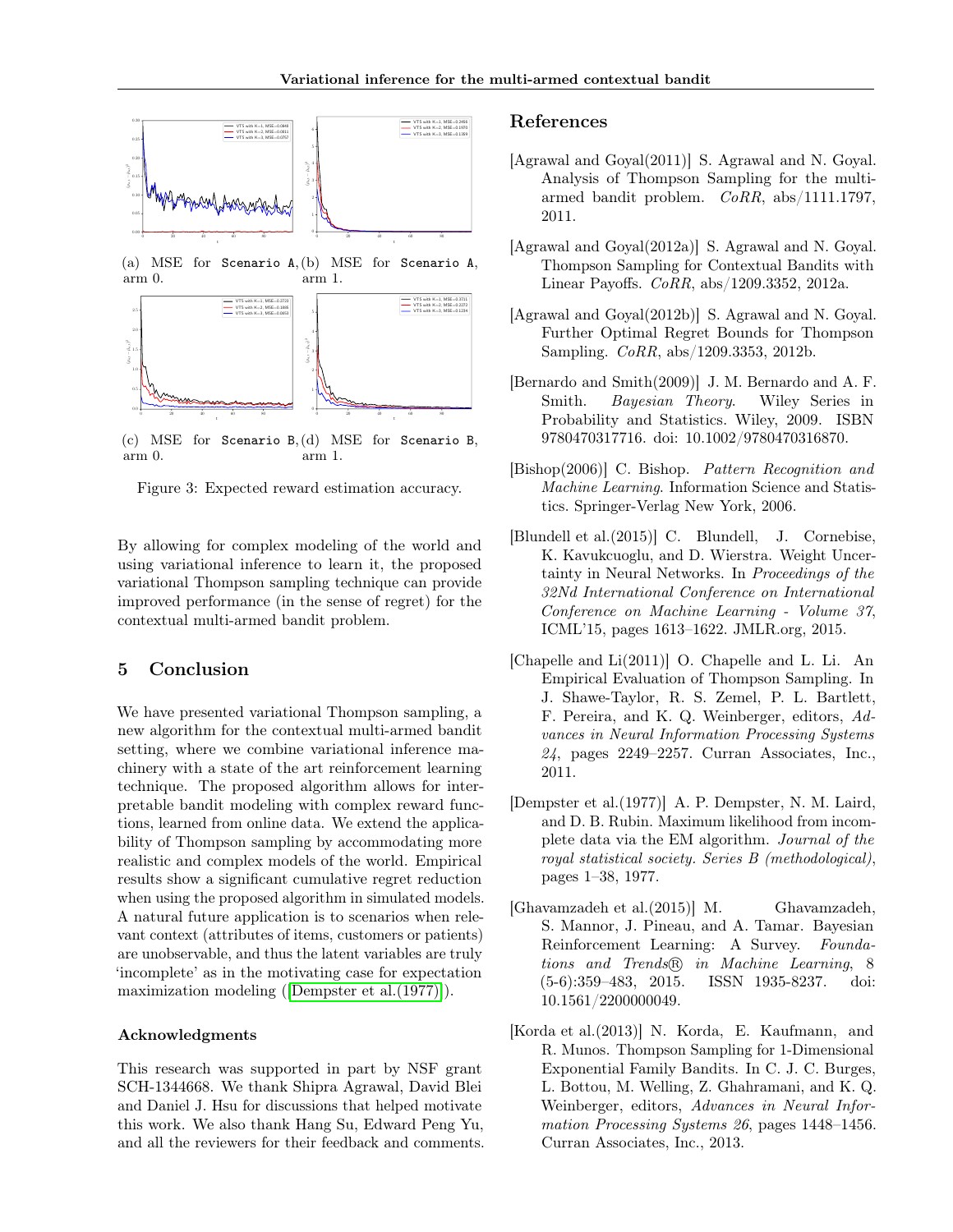(a) MSE for Scenario A, arm 0.

(b) MSE for Scenario A, arm 1.

(c) MSE for Scenario B, arm 0.

(d) MSE for Scenario B, arm 1.

Figure 3: Expected reward estimation accuracy.

By allowing for complex modeling of the world and using variational inference to learn it, the proposed variational Thompson sampling technique can provide improved performance (in the sense of regret) for the contextual multi-armed bandit problem.

## 5 Conclusion

We have presented variational Thompson sampling, a new algorithm for the contextual multi-armed bandit setting, where we combine variational inference machinery with a state of the art reinforcement learning technique. The proposed algorithm allows for interpretable bandit modeling with complex reward functions, learned from online data. We extend the applicability of Thompson sampling by accommodating more realistic and complex models of the world. Empirical results show a significant cumulative regret reduction when using the proposed algorithm in simulated models. A natural future application is to scenarios when relevant context (attributes of items, customers or patients) are unobservable, and thus the latent variables are truly 'incomplete' as in the motivating case for expectation maximization modeling ([Dempster et al.(1977)]).

### Acknowledgments

This research was supported in part by NSF grant SCH-1344668. We thank Shipra Agrawal, David Blei and Daniel J. Hsu for discussions that helped motivate this work. We also thank Hang Su, Edward Peng Yu, and all the reviewers for their feedback and comments.

## References

[Agrawal and Goyal(2011)] S. Agrawal and N. Goyal. Analysis of Thompson Sampling for the multi-armed bandit problem. *CoRR*, abs/1111.1797, 2011.

[Agrawal and Goyal(2012a)] S. Agrawal and N. Goyal. Thompson Sampling for Contextual Bandits with Linear Payoffs. *CoRR*, abs/1209.3352, 2012a.

[Agrawal and Goyal(2012b)] S. Agrawal and N. Goyal. Further Optimal Regret Bounds for Thompson Sampling. *CoRR*, abs/1209.3353, 2012b.

[Bernardo and Smith(2009)] J. M. Bernardo and A. F. Smith. *Bayesian Theory*. Wiley Series in Probability and Statistics. Wiley, 2009. ISBN 9780470317716. doi: 10.1002/9780470316870.

[Bishop(2006)] C. Bishop. *Pattern Recognition and Machine Learning*. Information Science and Statistics. Springer-Verlag New York, 2006.

[Blundell et al.(2015)] C. Blundell, J. Cornebise, K. Kavukcuoglu, and D. Wierstra. Weight Uncertainty in Neural Networks. In *Proceedings of the 32Nd International Conference on International Conference on Machine Learning - Volume 37*, ICML'15, pages 1613–1622. JMLR.org, 2015.

[Chapelle and Li(2011)] O. Chapelle and L. Li. An Empirical Evaluation of Thompson Sampling. In J. Shawe-Taylor, R. S. Zemel, P. L. Bartlett, F. Pereira, and K. Q. Weinberger, editors, *Advances in Neural Information Processing Systems 24*, pages 2249–2257. Curran Associates, Inc., 2011.

[Dempster et al.(1977)] A. P. Dempster, N. M. Laird, and D. B. Rubin. Maximum likelihood from incomplete data via the EM algorithm. *Journal of the royal statistical society. Series B (methodological)*, pages 1–38, 1977.

[Ghavamzadeh et al.(2015)] M. Ghavamzadeh, S. Mannor, J. Pineau, and A. Tamar. Bayesian Reinforcement Learning: A Survey. *Foundations and Trends® in Machine Learning*, 8 (5-6):359–483, 2015. ISSN 1935-8237. doi: 10.1561/2200000049.

[Korda et al.(2013)] N. Korda, E. Kaufmann, and R. Munos. Thompson Sampling for 1-Dimensional Exponential Family Bandits. In C. J. C. Burges, L. Bottou, M. Welling, Z. Ghahramani, and K. Q. Weinberger, editors, *Advances in Neural Information Processing Systems 26*, pages 1448–1456. Curran Associates, Inc., 2013.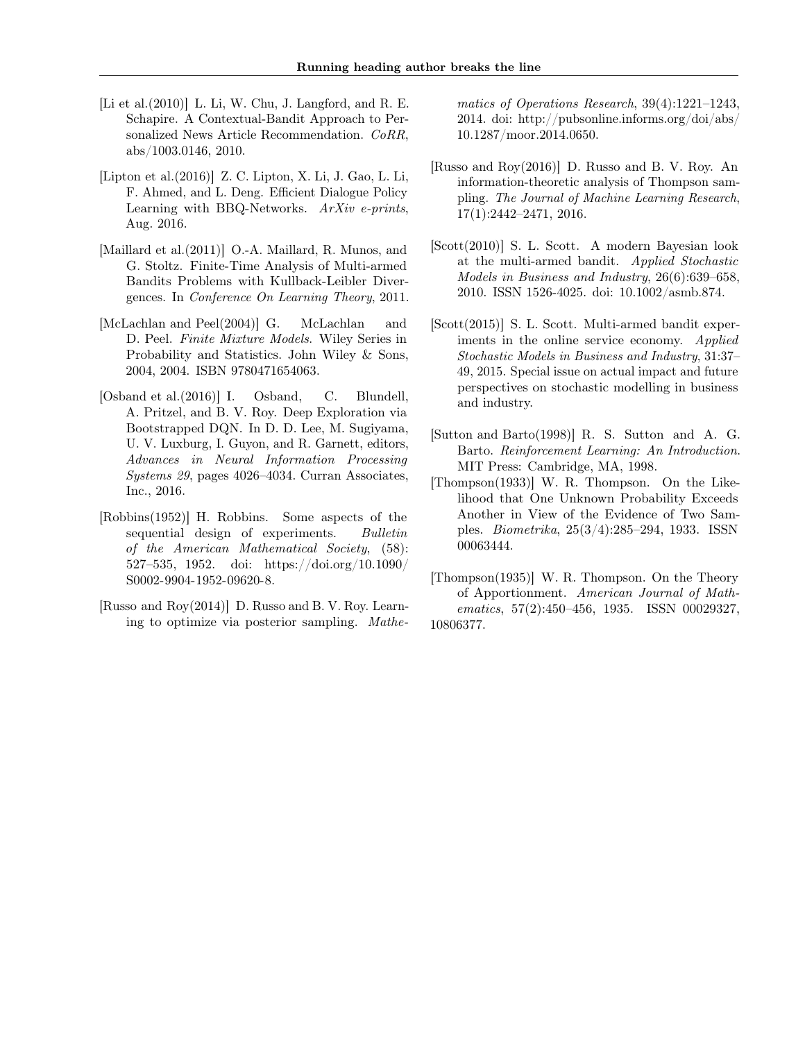[Li et al.(2010)] L. Li, W. Chu, J. Langford, and R. E. Schapire. A Contextual-Bandit Approach to Personalized News Article Recommendation. *CoRR*, abs/1003.0146, 2010.

[Lipton et al.(2016)] Z. C. Lipton, X. Li, J. Gao, L. Li, F. Ahmed, and L. Deng. Efficient Dialogue Policy Learning with BBQ-Networks. *ArXiv e-prints*, Aug. 2016.

[Maillard et al.(2011)] O.-A. Maillard, R. Munos, and G. Stoltz. Finite-Time Analysis of Multi-armed Bandits Problems with Kullback-Leibler Divergences. In *Conference On Learning Theory*, 2011.

[McLachlan and Peel(2004)] G. McLachlan and D. Peel. *Finite Mixture Models*. Wiley Series in Probability and Statistics. John Wiley & Sons, 2004, 2004. ISBN 9780471654063.

[Osband et al.(2016)] I. Osband, C. Blundell, A. Pritzel, and B. V. Roy. Deep Exploration via Bootstrapped DQN. In D. D. Lee, M. Sugiyama, U. V. Luxburg, I. Guyon, and R. Garnett, editors, *Advances in Neural Information Processing Systems 29*, pages 4026–4034. Curran Associates, Inc., 2016.

[Robbins(1952)] H. Robbins. Some aspects of the sequential design of experiments. *Bulletin of the American Mathematical Society*, (58): 527–535, 1952. doi: https://doi.org/10.1090/S0002-9904-1952-09620-8.

[Russo and Roy(2014)] D. Russo and B. V. Roy. Learning to optimize via posterior sampling. *Mathematics of Operations Research*, 39(4):1221–1243, 2014. doi: http://pubsonline.informs.org/doi/abs/10.1287/moor.2014.0650.

[Russo and Roy(2016)] D. Russo and B. V. Roy. An information-theoretic analysis of Thompson sampling. *The Journal of Machine Learning Research*, 17(1):2442–2471, 2016.

[Scott(2010)] S. L. Scott. A modern Bayesian look at the multi-armed bandit. *Applied Stochastic Models in Business and Industry*, 26(6):639–658, 2010. ISSN 1526-4025. doi: 10.1002/asmb.874.

[Scott(2015)] S. L. Scott. Multi-armed bandit experiments in the online service economy. *Applied Stochastic Models in Business and Industry*, 31:37–49, 2015. Special issue on actual impact and future perspectives on stochastic modelling in business and industry.

[Sutton and Barto(1998)] R. S. Sutton and A. G. Barto. *Reinforcement Learning: An Introduction*. MIT Press: Cambridge, MA, 1998.

[Thompson(1933)] W. R. Thompson. On the Likelihood that One Unknown Probability Exceeds Another in View of the Evidence of Two Samples. *Biometrika*, 25(3/4):285–294, 1933. ISSN 00063444.

[Thompson(1935)] W. R. Thompson. On the Theory of Apportionment. *American Journal of Mathematics*, 57(2):450–456, 1935. ISSN 00029327, 10806377.